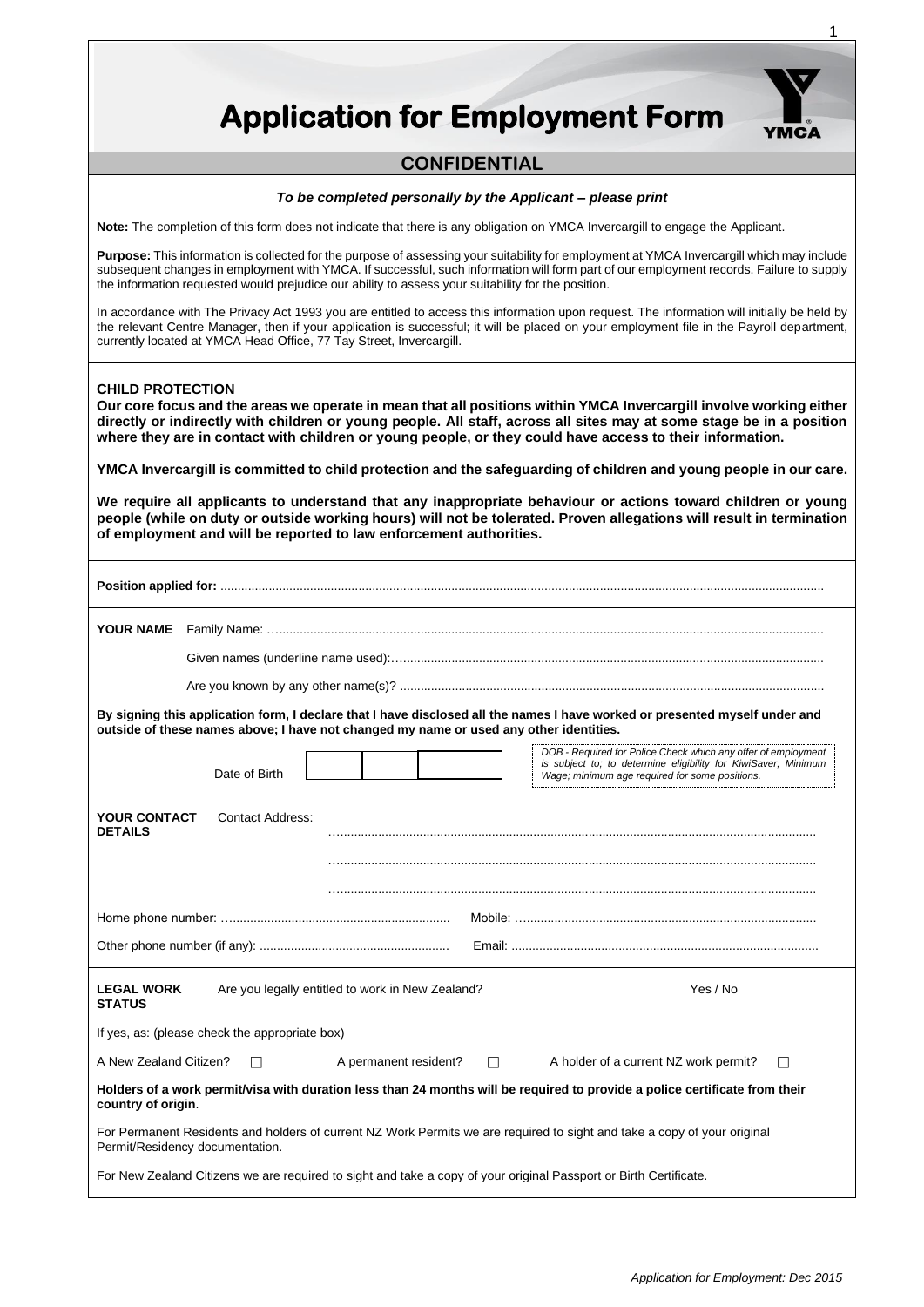# Application for Employment Form

## CONFIDENTIAL

***To be completed personally by the Applicant – please print***

**Note:** The completion of this form does not indicate that there is any obligation on YMCA Invercargill to engage the Applicant.

**Purpose:** This information is collected for the purpose of assessing your suitability for employment at YMCA Invercargill which may include subsequent changes in employment with YMCA. If successful, such information will form part of our employment records. Failure to supply the information requested would prejudice our ability to assess your suitability for the position.

In accordance with The Privacy Act 1993 you are entitled to access this information upon request. The information will initially be held by the relevant Centre Manager, then if your application is successful; it will be placed on your employment file in the Payroll department, currently located at YMCA Head Office, 77 Tay Street, Invercargill.

**CHILD PROTECTION**

**Our core focus and the areas we operate in mean that all positions within YMCA Invercargill involve working either directly or indirectly with children or young people. All staff, across all sites may at some stage be in a position where they are in contact with children or young people, or they could have access to their information.**

**YMCA Invercargill is committed to child protection and the safeguarding of children and young people in our care.**

**We require all applicants to understand that any inappropriate behaviour or actions toward children or young people (while on duty or outside working hours) will not be tolerated. Proven allegations will result in termination of employment and will be reported to law enforcement authorities.**

**Position applied for:** ..........................................................................................................

**YOUR NAME** Family Name: ..........................................................................................................

Given names (underline name used):..........................................................................................................

Are you known by any other name(s)? ..........................................................................................................

**By signing this application form, I declare that I have disclosed all the names I have worked or presented myself under and outside of these names above; I have not changed my name or used any other identities.**

Date of Birth | | | |

*DOB - Required for Police Check which any offer of employment is subject to; to determine eligibility for KiwiSaver; Minimum Wage; minimum age required for some positions.*

**YOUR CONTACT DETAILS** Contact Address: ..........................................................................................................

..........................................................................................................

..........................................................................................................

Home phone number: .................................................................. Mobile: ..........................................................................................

Other phone number (if any): ...................................................... Email: ..........................................................................................

**LEGAL WORK STATUS** Are you legally entitled to work in New Zealand? Yes / No

If yes, as: (please check the appropriate box)

A New Zealand Citizen? ☐ A permanent resident? ☐ A holder of a current NZ work permit? ☐

**Holders of a work permit/visa with duration less than 24 months will be required to provide a police certificate from their country of origin**.

For Permanent Residents and holders of current NZ Work Permits we are required to sight and take a copy of your original Permit/Residency documentation.

For New Zealand Citizens we are required to sight and take a copy of your original Passport or Birth Certificate.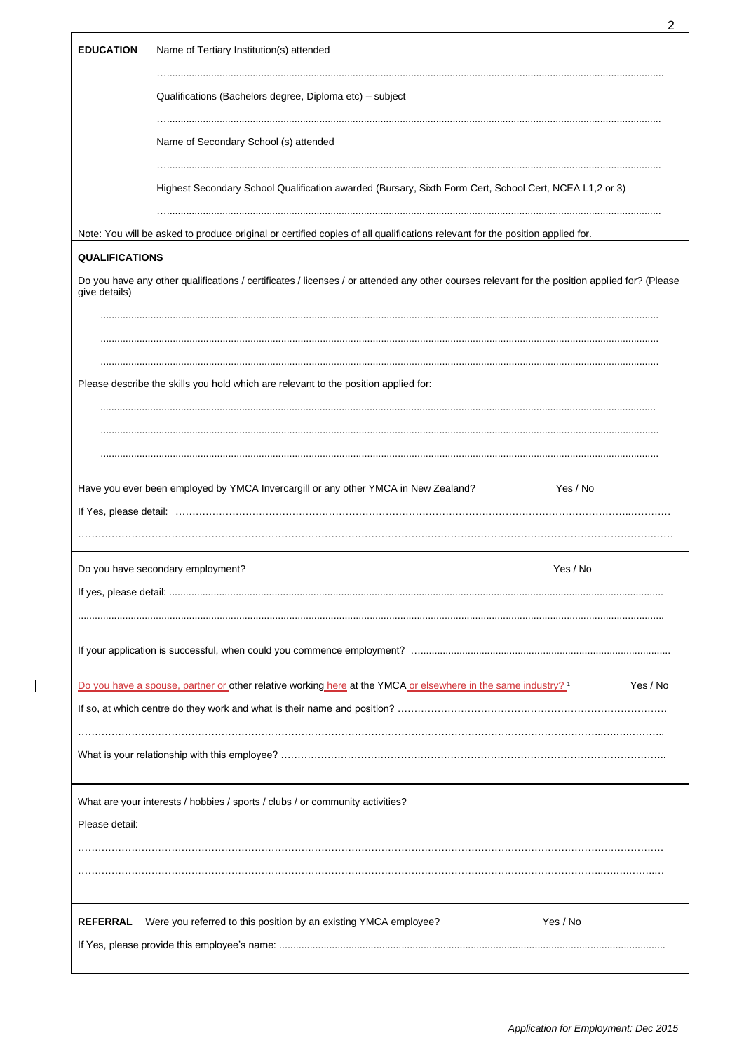**EDUCATION**

Name of Tertiary Institution(s) attended

…………………………………………………………………………………………

Qualifications (Bachelors degree, Diploma etc) – subject

…………………………………………………………………………………………

Name of Secondary School (s) attended

…………………………………………………………………………………………

Highest Secondary School Qualification awarded (Bursary, Sixth Form Cert, School Cert, NCEA L1,2 or 3)

…………………………………………………………………………………………

Note: You will be asked to produce original or certified copies of all qualifications relevant for the position applied for.

**QUALIFICATIONS**

Do you have any other qualifications / certificates / licenses / or attended any other courses relevant for the position applied for? (Please give details)

…………………………………………………………………………………………

…………………………………………………………………………………………

…………………………………………………………………………………………

Please describe the skills you hold which are relevant to the position applied for:

…………………………………………………………………………………………

…………………………………………………………………………………………

…………………………………………………………………………………………

Have you ever been employed by YMCA Invercargill or any other YMCA in New Zealand? Yes / No

If Yes, please detail: ………………………………………………………………………………

…………………………………………………………………………………………

Do you have secondary employment? Yes / No

If yes, please detail: ………………………………………………………………………………

…………………………………………………………………………………………

If your application is successful, when could you commence employment? ………………………………

Do you have a spouse, partner or other relative working here at the YMCA or elsewhere in the same industry? [1] Yes / No

If so, at which centre do they work and what is their name and position? ………………………………

…………………………………………………………………………………………

What is your relationship with this employee? ………………………………………………………

What are your interests / hobbies / sports / clubs / or community activities?

Please detail:

…………………………………………………………………………………………

…………………………………………………………………………………………

**REFERRAL** Were you referred to this position by an existing YMCA employee? Yes / No

If Yes, please provide this employee's name: ………………………………………………………

*Application for Employment: Dec 2015*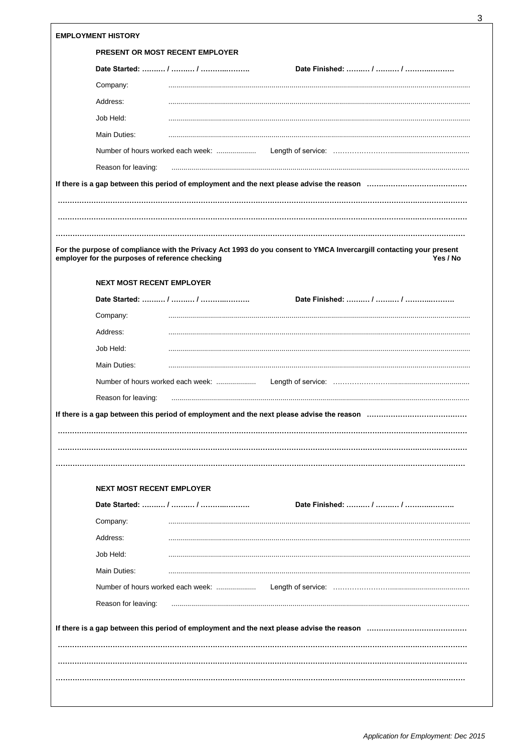## EMPLOYMENT HISTORY

### PRESENT OR MOST RECENT EMPLOYER

**Date Started: ……… / ……… / ………………** **Date Finished: ……… / ……… / ………………**

Company: ..........................................................................................................................................

Address: ..........................................................................................................................................

Job Held: ..........................................................................................................................................

Main Duties: ..........................................................................................................................................

Number of hours worked each week: .................... Length of service: ……………………........................................

Reason for leaving: ..........................................................................................................................................

**If there is a gap between this period of employment and the next please advise the reason ……………………………………**

**……………………………………………………………………………………………………………………………………………**

**……………………………………………………………………………………………………………………………………………**

**……………………………………………………………………………………………………………………………………………**

**For the purpose of compliance with the Privacy Act 1993 do you consent to YMCA Invercargill contacting your present employer for the purposes of reference checking** **Yes / No**

### NEXT MOST RECENT EMPLOYER

**Date Started: ……… / ……… / ………………** **Date Finished: ……… / ……… / ………………**

Company: ..........................................................................................................................................

Address: ..........................................................................................................................................

Job Held: ..........................................................................................................................................

Main Duties: ..........................................................................................................................................

Number of hours worked each week: .................... Length of service: ……………………........................................

Reason for leaving: ..........................................................................................................................................

**If there is a gap between this period of employment and the next please advise the reason ……………………………………**

**……………………………………………………………………………………………………………………………………………**

**……………………………………………………………………………………………………………………………………………**

**……………………………………………………………………………………………………………………………………………**

### NEXT MOST RECENT EMPLOYER

**Date Started: ……… / ……… / ………………** **Date Finished: ……… / ……… / ………………**

Company: ..........................................................................................................................................

Address: ..........................................................................................................................................

Job Held: ..........................................................................................................................................

Main Duties: ..........................................................................................................................................

Number of hours worked each week: .................... Length of service: ……………………........................................

Reason for leaving: ..........................................................................................................................................

**If there is a gap between this period of employment and the next please advise the reason ……………………………………**

**……………………………………………………………………………………………………………………………………………**

**……………………………………………………………………………………………………………………………………………**

**……………………………………………………………………………………………………………………………………………**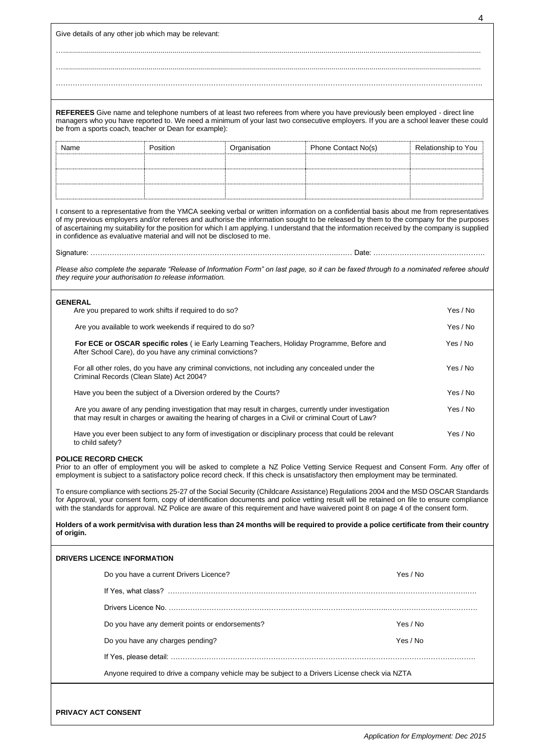Give details of any other job which may be relevant:

…………………………………………………………………………………………………………………………………………………………

…………………………………………………………………………………………………………………………………………………………

…………………………………………………………………………………………………………………………………………………………

**REFEREES** Give name and telephone numbers of at least two referees from where you have previously been employed - direct line managers who you have reported to. We need a minimum of your last two consecutive employers. If you are a school leaver these could be from a sports coach, teacher or Dean for example):

| Name | Position | Organisation | Phone Contact No(s) | Relationship to You |
|---|---|---|---|---|
| | | | | |
| | | | | |
| | | | | |

I consent to a representative from the YMCA seeking verbal or written information on a confidential basis about me from representatives of my previous employers and/or referees and authorise the information sought to be released by them to the company for the purposes of ascertaining my suitability for the position for which I am applying. I understand that the information received by the company is supplied in confidence as evaluative material and will not be disclosed to me.

Signature: ……………………………………………………………………………………………… Date: ……………………………………….

*Please also complete the separate "Release of Information Form" on last page, so it can be faxed through to a nominated referee should they require your authorisation to release information.*

**GENERAL**

Are you prepared to work shifts if required to do so? Yes / No

Are you available to work weekends if required to do so? Yes / No

**For ECE or OSCAR specific roles** ( ie Early Learning Teachers, Holiday Programme, Before and After School Care), do you have any criminal convictions? Yes / No

For all other roles, do you have any criminal convictions, not including any concealed under the Criminal Records (Clean Slate) Act 2004? Yes / No

Have you been the subject of a Diversion ordered by the Courts? Yes / No

Are you aware of any pending investigation that may result in charges, currently under investigation that may result in charges or awaiting the hearing of charges in a Civil or criminal Court of Law? Yes / No

Have you ever been subject to any form of investigation or disciplinary process that could be relevant to child safety? Yes / No

**POLICE RECORD CHECK**

Prior to an offer of employment you will be asked to complete a NZ Police Vetting Service Request and Consent Form. Any offer of employment is subject to a satisfactory police record check. If this check is unsatisfactory then employment may be terminated.

To ensure compliance with sections 25-27 of the Social Security (Childcare Assistance) Regulations 2004 and the MSD OSCAR Standards for Approval, your consent form, copy of identification documents and police vetting result will be retained on file to ensure compliance with the standards for approval. NZ Police are aware of this requirement and have waivered point 8 on page 4 of the consent form.

**Holders of a work permit/visa with duration less than 24 months will be required to provide a police certificate from their country of origin.**

**DRIVERS LICENCE INFORMATION**

Do you have a current Drivers Licence? Yes / No

If Yes, what class? ……………………………………………………………………………………………………………

Drivers Licence No. ……………………………………………………………………………………………………………

Do you have any demerit points or endorsements? Yes / No

Do you have any charges pending? Yes / No

If Yes, please detail: ……………………………………………………………………………………………………………

Anyone required to drive a company vehicle may be subject to a Drivers License check via NZTA

**PRIVACY ACT CONSENT**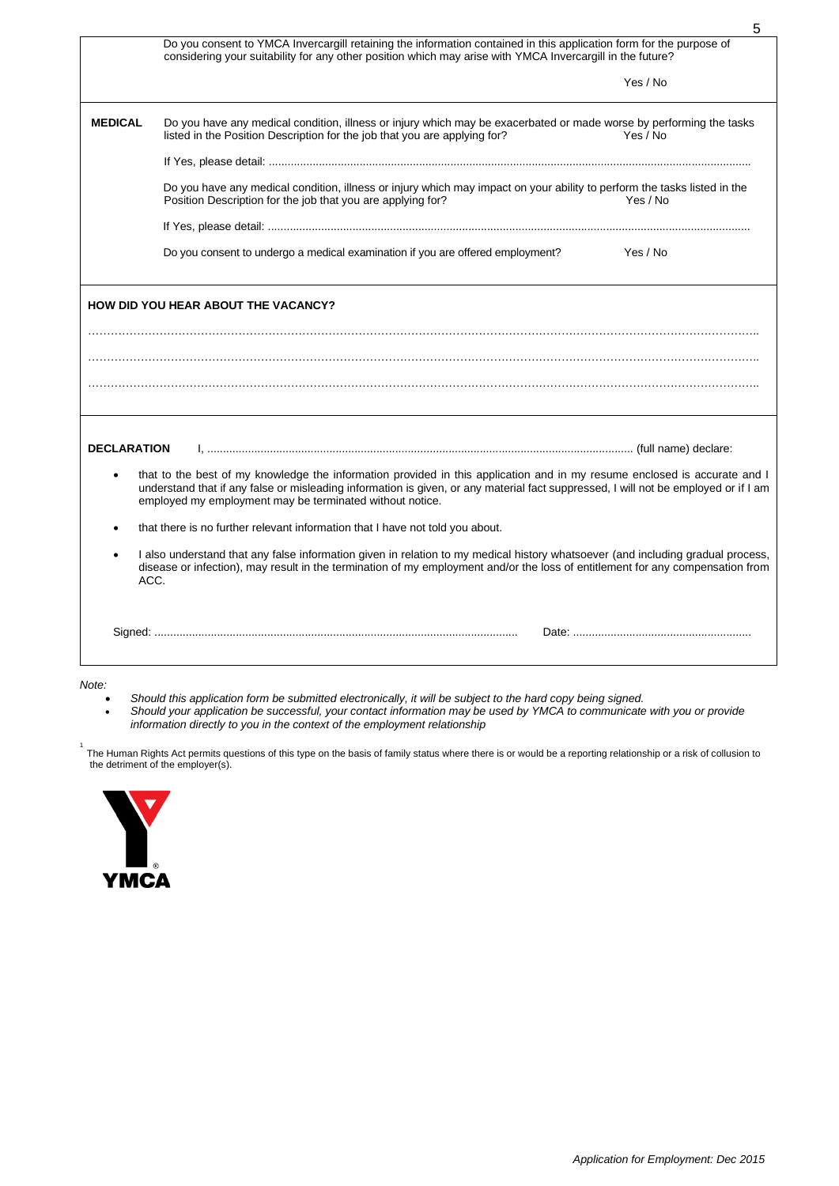Do you consent to YMCA Invercargill retaining the information contained in this application form for the purpose of considering your suitability for any other position which may arise with YMCA Invercargill in the future?

Yes / No

**MEDICAL**

Do you have any medical condition, illness or injury which may be exacerbated or made worse by performing the tasks listed in the Position Description for the job that you are applying for? Yes / No

If Yes, please detail: ...................................................................................................................................................

Do you have any medical condition, illness or injury which may impact on your ability to perform the tasks listed in the Position Description for the job that you are applying for? Yes / No

If Yes, please detail: ...................................................................................................................................................

Do you consent to undergo a medical examination if you are offered employment? Yes / No

**HOW DID YOU HEAR ABOUT THE VACANCY?**

……………………………………………………………………………………………………………………………………………………

……………………………………………………………………………………………………………………………………………………

……………………………………………………………………………………………………………………………………………………

**DECLARATION** I, ...................................................................................................................................... (full name) declare:

- that to the best of my knowledge the information provided in this application and in my resume enclosed is accurate and I understand that if any false or misleading information is given, or any material fact suppressed, I will not be employed or if I am employed my employment may be terminated without notice.
- that there is no further relevant information that I have not told you about.
- I also understand that any false information given in relation to my medical history whatsoever (and including gradual process, disease or infection), may result in the termination of my employment and/or the loss of entitlement for any compensation from ACC.

Signed: .................................................................................................................. Date: .........................................................

*Note:*

- *Should this application form be submitted electronically, it will be subject to the hard copy being signed.*
- *Should your application be successful, your contact information may be used by YMCA to communicate with you or provide information directly to you in the context of the employment relationship*

[1] The Human Rights Act permits questions of this type on the basis of family status where there is or would be a reporting relationship or a risk of collusion to the detriment of the employer(s).

YMCA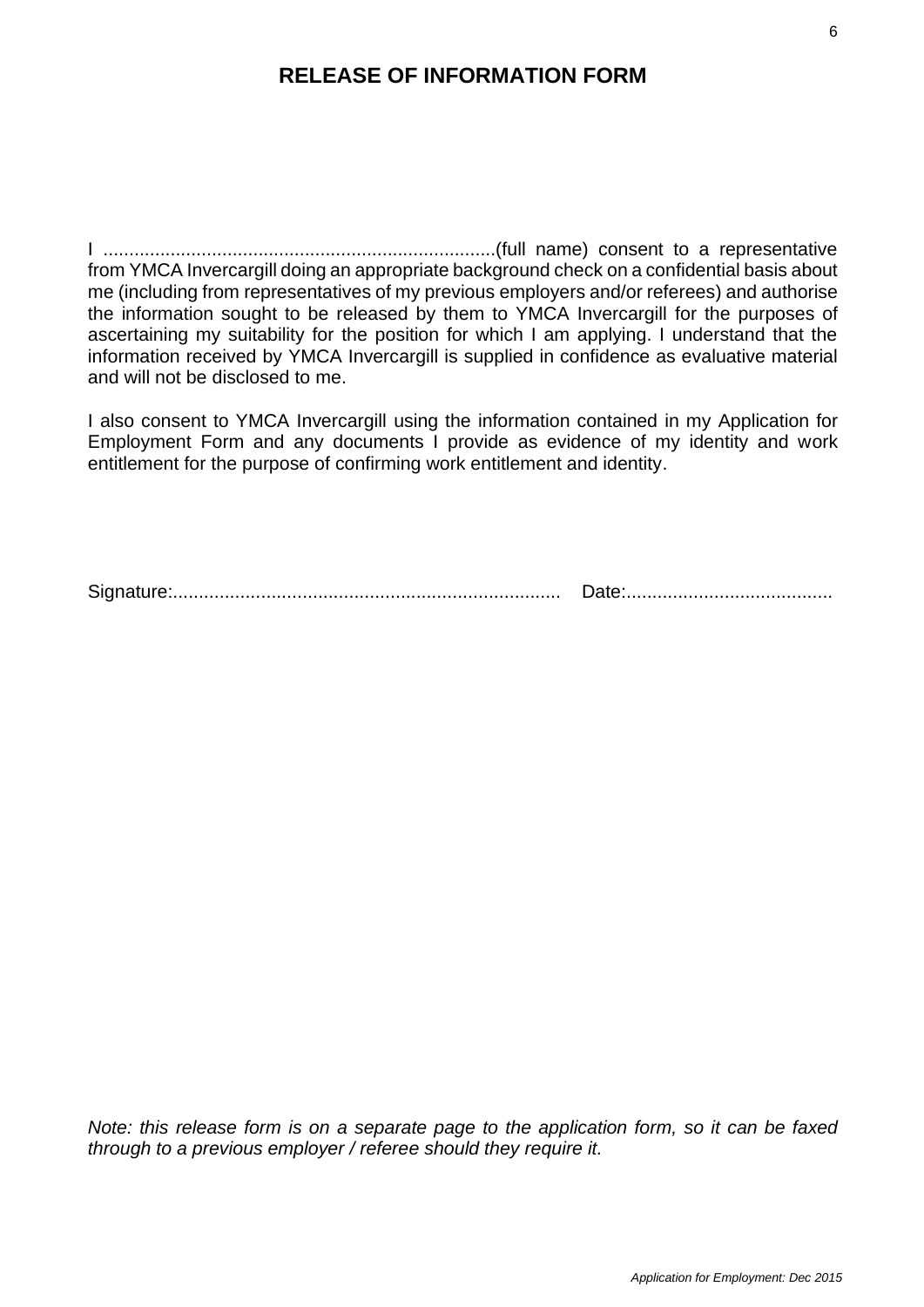# RELEASE OF INFORMATION FORM

I ............................................................................(full name) consent to a representative from YMCA Invercargill doing an appropriate background check on a confidential basis about me (including from representatives of my previous employers and/or referees) and authorise the information sought to be released by them to YMCA Invercargill for the purposes of ascertaining my suitability for the position for which I am applying. I understand that the information received by YMCA Invercargill is supplied in confidence as evaluative material and will not be disclosed to me.

I also consent to YMCA Invercargill using the information contained in my Application for Employment Form and any documents I provide as evidence of my identity and work entitlement for the purpose of confirming work entitlement and identity.

Signature:..........................................................................    Date:........................................

*Note: this release form is on a separate page to the application form, so it can be faxed through to a previous employer / referee should they require it.*